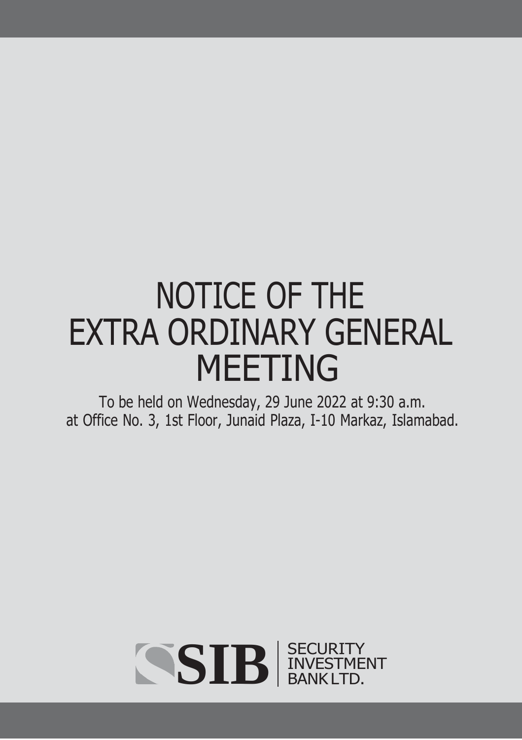# NOTICE OF THE EXTRA ORDINARY GENERAL MEETING

To be held on Wednesday, 29 June 2022 at 9:30 a.m.
at Office No. 3, 1st Floor, Junaid Plaza, I-10 Markaz, Islamabad.

SIB | SECURITY INVESTMENT BANK LTD.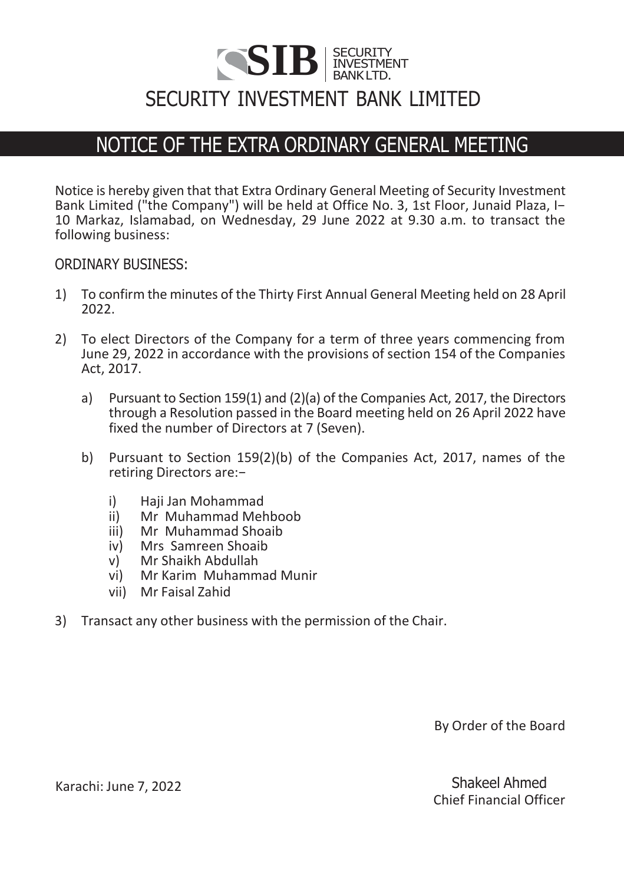SIB | SECURITY INVESTMENT BANK LTD.

# SECURITY INVESTMENT BANK LIMITED

## NOTICE OF THE EXTRA ORDINARY GENERAL MEETING

Notice is hereby given that that Extra Ordinary General Meeting of Security Investment Bank Limited ("the Company") will be held at Office No. 3, 1st Floor, Junaid Plaza, I-10 Markaz, Islamabad, on Wednesday, 29 June 2022 at 9.30 a.m. to transact the following business:

### ORDINARY BUSINESS:

1) To confirm the minutes of the Thirty First Annual General Meeting held on 28 April 2022.

2) To elect Directors of the Company for a term of three years commencing from June 29, 2022 in accordance with the provisions of section 154 of the Companies Act, 2017.

   a) Pursuant to Section 159(1) and (2)(a) of the Companies Act, 2017, the Directors through a Resolution passed in the Board meeting held on 26 April 2022 have fixed the number of Directors at 7 (Seven).

   b) Pursuant to Section 159(2)(b) of the Companies Act, 2017, names of the retiring Directors are:-

      i) Haji Jan Mohammad
      ii) Mr Muhammad Mehboob
      iii) Mr Muhammad Shoaib
      iv) Mrs Samreen Shoaib
      v) Mr Shaikh Abdullah
      vi) Mr Karim Muhammad Munir
      vii) Mr Faisal Zahid

3) Transact any other business with the permission of the Chair.

By Order of the Board

Karachi: June 7, 2022

Shakeel Ahmed
Chief Financial Officer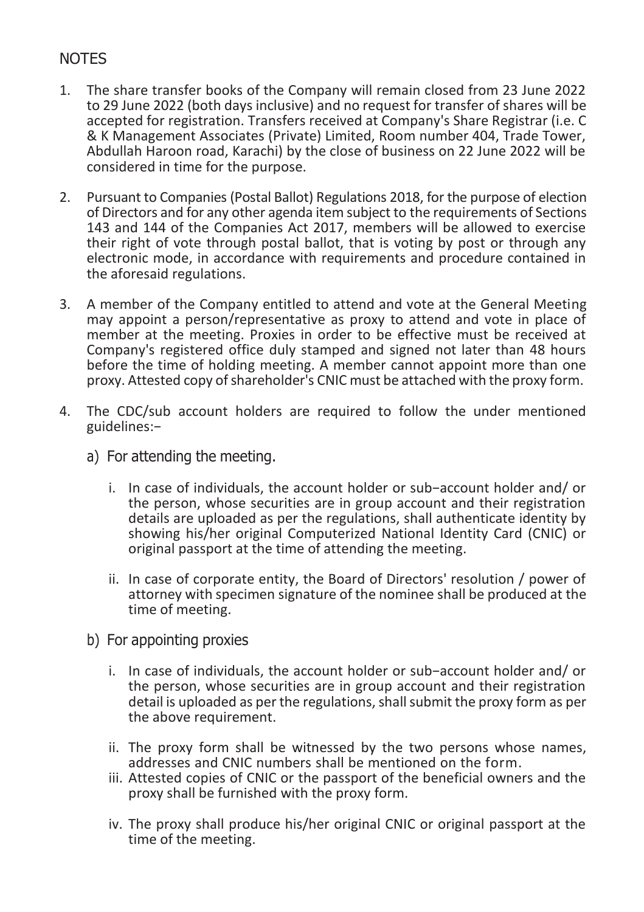## NOTES

1. The share transfer books of the Company will remain closed from 23 June 2022 to 29 June 2022 (both days inclusive) and no request for transfer of shares will be accepted for registration. Transfers received at Company's Share Registrar (i.e. C & K Management Associates (Private) Limited, Room number 404, Trade Tower, Abdullah Haroon road, Karachi) by the close of business on 22 June 2022 will be considered in time for the purpose.

2. Pursuant to Companies (Postal Ballot) Regulations 2018, for the purpose of election of Directors and for any other agenda item subject to the requirements of Sections 143 and 144 of the Companies Act 2017, members will be allowed to exercise their right of vote through postal ballot, that is voting by post or through any electronic mode, in accordance with requirements and procedure contained in the aforesaid regulations.

3. A member of the Company entitled to attend and vote at the General Meeting may appoint a person/representative as proxy to attend and vote in place of member at the meeting. Proxies in order to be effective must be received at Company's registered office duly stamped and signed not later than 48 hours before the time of holding meeting. A member cannot appoint more than one proxy. Attested copy of shareholder's CNIC must be attached with the proxy form.

4. The CDC/sub account holders are required to follow the under mentioned guidelines:-

   a) For attending the meeting.

      i. In case of individuals, the account holder or sub-account holder and/ or the person, whose securities are in group account and their registration details are uploaded as per the regulations, shall authenticate identity by showing his/her original Computerized National Identity Card (CNIC) or original passport at the time of attending the meeting.

      ii. In case of corporate entity, the Board of Directors' resolution / power of attorney with specimen signature of the nominee shall be produced at the time of meeting.

   b) For appointing proxies

      i. In case of individuals, the account holder or sub-account holder and/ or the person, whose securities are in group account and their registration detail is uploaded as per the regulations, shall submit the proxy form as per the above requirement.

      ii. The proxy form shall be witnessed by the two persons whose names, addresses and CNIC numbers shall be mentioned on the form.

      iii. Attested copies of CNIC or the passport of the beneficial owners and the proxy shall be furnished with the proxy form.

      iv. The proxy shall produce his/her original CNIC or original passport at the time of the meeting.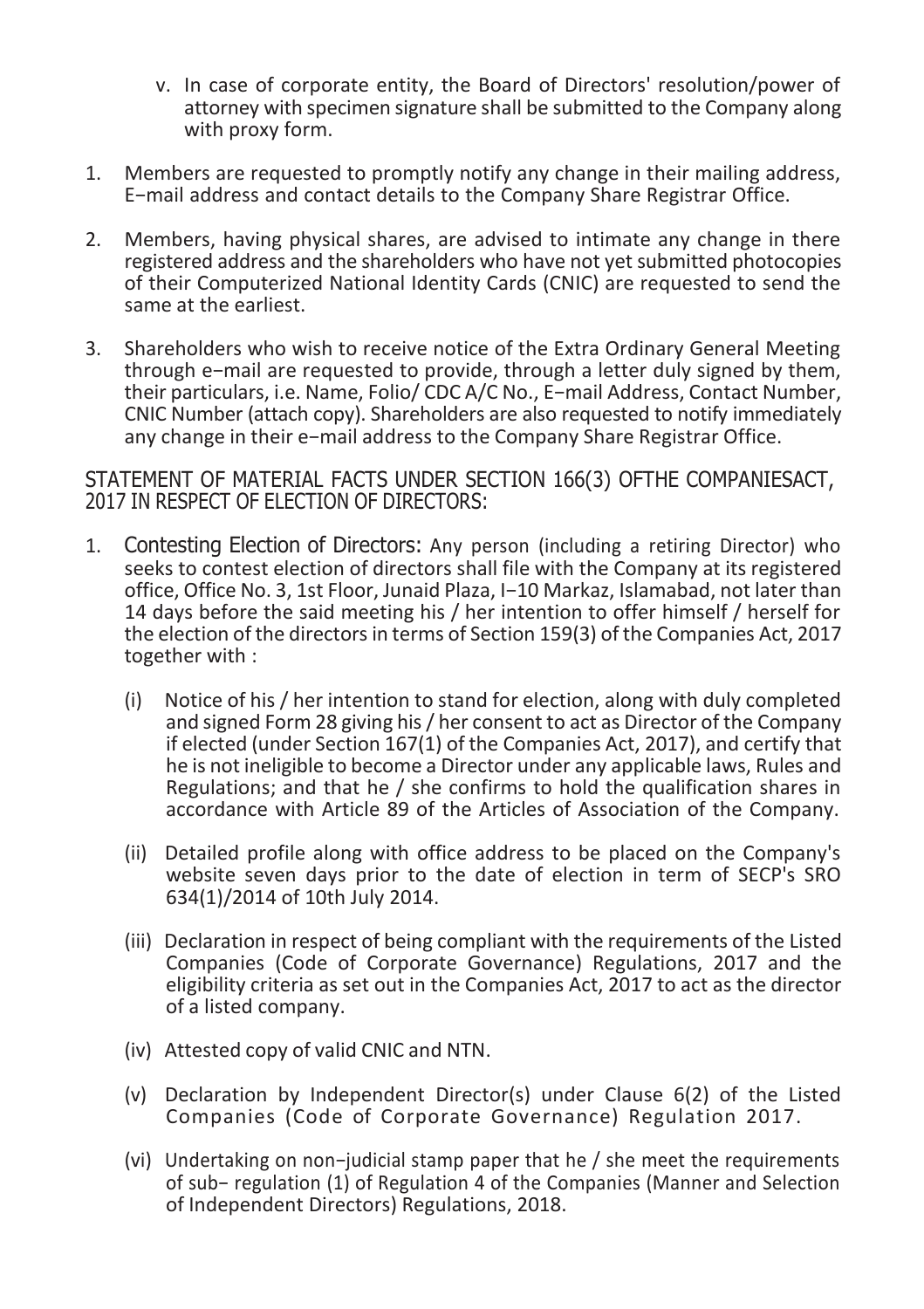v. In case of corporate entity, the Board of Directors' resolution/power of attorney with specimen signature shall be submitted to the Company along with proxy form.

1. Members are requested to promptly notify any change in their mailing address, E−mail address and contact details to the Company Share Registrar Office.

2. Members, having physical shares, are advised to intimate any change in there registered address and the shareholders who have not yet submitted photocopies of their Computerized National Identity Cards (CNIC) are requested to send the same at the earliest.

3. Shareholders who wish to receive notice of the Extra Ordinary General Meeting through e−mail are requested to provide, through a letter duly signed by them, their particulars, i.e. Name, Folio/ CDC A/C No., E−mail Address, Contact Number, CNIC Number (attach copy). Shareholders are also requested to notify immediately any change in their e−mail address to the Company Share Registrar Office.

## STATEMENT OF MATERIAL FACTS UNDER SECTION 166(3) OFTHE COMPANIESACT, 2017 IN RESPECT OF ELECTION OF DIRECTORS:

1. Contesting Election of Directors: Any person (including a retiring Director) who seeks to contest election of directors shall file with the Company at its registered office, Office No. 3, 1st Floor, Junaid Plaza, I−10 Markaz, Islamabad, not later than 14 days before the said meeting his / her intention to offer himself / herself for the election of the directors in terms of Section 159(3) of the Companies Act, 2017 together with :

   (i) Notice of his / her intention to stand for election, along with duly completed and signed Form 28 giving his / her consent to act as Director of the Company if elected (under Section 167(1) of the Companies Act, 2017), and certify that he is not ineligible to become a Director under any applicable laws, Rules and Regulations; and that he / she confirms to hold the qualification shares in accordance with Article 89 of the Articles of Association of the Company.

   (ii) Detailed profile along with office address to be placed on the Company's website seven days prior to the date of election in term of SECP's SRO 634(1)/2014 of 10th July 2014.

   (iii) Declaration in respect of being compliant with the requirements of the Listed Companies (Code of Corporate Governance) Regulations, 2017 and the eligibility criteria as set out in the Companies Act, 2017 to act as the director of a listed company.

   (iv) Attested copy of valid CNIC and NTN.

   (v) Declaration by Independent Director(s) under Clause 6(2) of the Listed Companies (Code of Corporate Governance) Regulation 2017.

   (vi) Undertaking on non−judicial stamp paper that he / she meet the requirements of sub− regulation (1) of Regulation 4 of the Companies (Manner and Selection of Independent Directors) Regulations, 2018.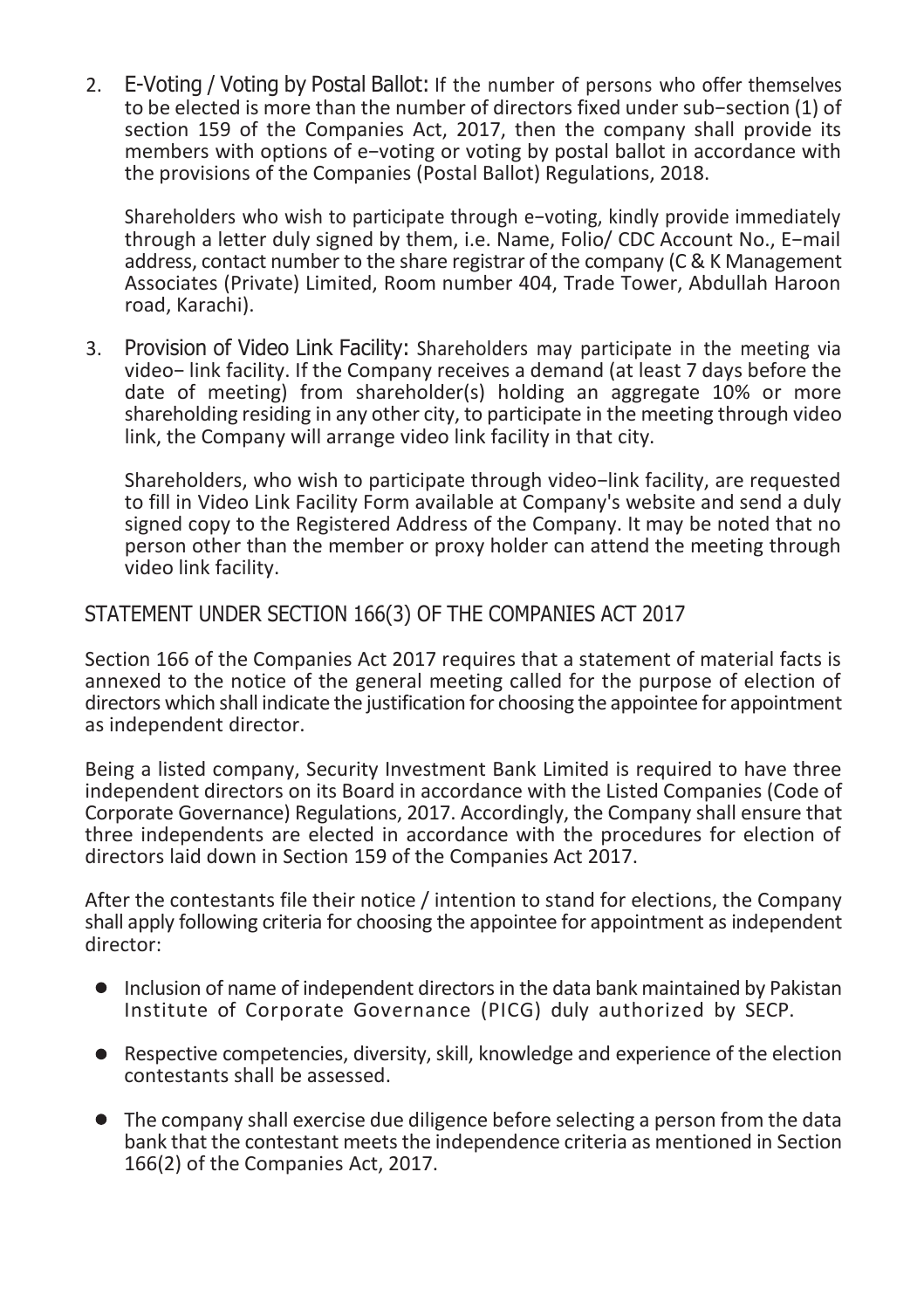2. **E-Voting / Voting by Postal Ballot:** If the number of persons who offer themselves to be elected is more than the number of directors fixed under sub-section (1) of section 159 of the Companies Act, 2017, then the company shall provide its members with options of e-voting or voting by postal ballot in accordance with the provisions of the Companies (Postal Ballot) Regulations, 2018.

   Shareholders who wish to participate through e-voting, kindly provide immediately through a letter duly signed by them, i.e. Name, Folio/ CDC Account No., E-mail address, contact number to the share registrar of the company (C & K Management Associates (Private) Limited, Room number 404, Trade Tower, Abdullah Haroon road, Karachi).

3. **Provision of Video Link Facility:** Shareholders may participate in the meeting via video- link facility. If the Company receives a demand (at least 7 days before the date of meeting) from shareholder(s) holding an aggregate 10% or more shareholding residing in any other city, to participate in the meeting through video link, the Company will arrange video link facility in that city.

   Shareholders, who wish to participate through video-link facility, are requested to fill in Video Link Facility Form available at Company's website and send a duly signed copy to the Registered Address of the Company. It may be noted that no person other than the member or proxy holder can attend the meeting through video link facility.

## STATEMENT UNDER SECTION 166(3) OF THE COMPANIES ACT 2017

Section 166 of the Companies Act 2017 requires that a statement of material facts is annexed to the notice of the general meeting called for the purpose of election of directors which shall indicate the justification for choosing the appointee for appointment as independent director.

Being a listed company, Security Investment Bank Limited is required to have three independent directors on its Board in accordance with the Listed Companies (Code of Corporate Governance) Regulations, 2017. Accordingly, the Company shall ensure that three independents are elected in accordance with the procedures for election of directors laid down in Section 159 of the Companies Act 2017.

After the contestants file their notice / intention to stand for elections, the Company shall apply following criteria for choosing the appointee for appointment as independent director:

- Inclusion of name of independent directors in the data bank maintained by Pakistan Institute of Corporate Governance (PICG) duly authorized by SECP.
- Respective competencies, diversity, skill, knowledge and experience of the election contestants shall be assessed.
- The company shall exercise due diligence before selecting a person from the data bank that the contestant meets the independence criteria as mentioned in Section 166(2) of the Companies Act, 2017.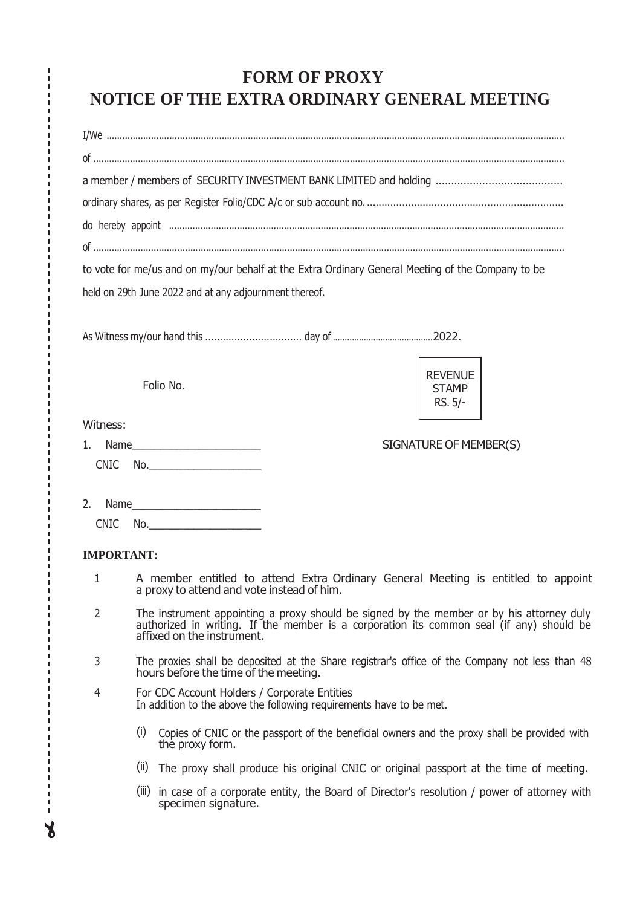# FORM OF PROXY
# NOTICE OF THE EXTRA ORDINARY GENERAL MEETING

I/We ..............................................................................................................................................................

of ..................................................................................................................................................................

a member / members of SECURITY INVESTMENT BANK LIMITED and holding .........................................

ordinary shares, as per Register Folio/CDC A/c or sub account no. .................................................................

do hereby appoint ..........................................................................................................................................

of ..................................................................................................................................................................

to vote for me/us and on my/our behalf at the Extra Ordinary General Meeting of the Company to be held on 29th June 2022 and at any adjournment thereof.

As Witness my/our hand this ................................ day of ..........................................2022.

Folio No.

REVENUE STAMP RS. 5/-

Witness:

1. Name______________________
   CNIC No.___________________

SIGNATURE OF MEMBER(S)

2. Name______________________
   CNIC No.___________________

**IMPORTANT:**

1. A member entitled to attend Extra Ordinary General Meeting is entitled to appoint a proxy to attend and vote instead of him.
2. The instrument appointing a proxy should be signed by the member or by his attorney duly authorized in writing. If the member is a corporation its common seal (if any) should be affixed on the instrument.
3. The proxies shall be deposited at the Share registrar's office of the Company not less than 48 hours before the time of the meeting.
4. For CDC Account Holders / Corporate Entities
   In addition to the above the following requirements have to be met.
   - (i) Copies of CNIC or the passport of the beneficial owners and the proxy shall be provided with the proxy form.
   - (ii) The proxy shall produce his original CNIC or original passport at the time of meeting.
   - (iii) in case of a corporate entity, the Board of Director's resolution / power of attorney with specimen signature.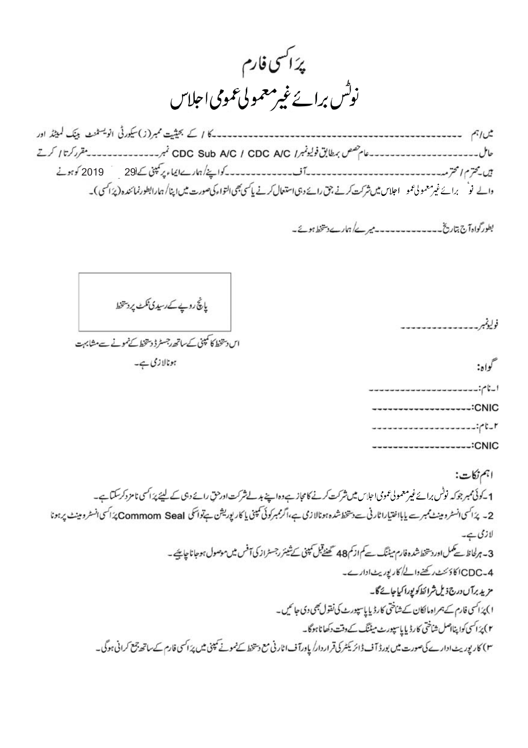# پرَاکسی فارم

## نوٹس برائے غیرمعمولی عمومی اجلاس

میں/ہم ــــــــــــــــــــــــــــــــــــــــــــــــــــــــــــــــــــــــــــــــــــــــــــــــــــــکا / کے بحیثیت ممبر(ز) سیکورٹی انویسٹمنٹ بینک لمیٹڈ اور حامل ــــــــــــــــــــــــــــــــــــــــعام حصص بمطابق فولیونمبر/ CDC Sub A/C / CDC A/C نمبر ــــــــــــــــــــــــــــ مقرر کرتا / کرتے ہیں۔محترم / محترمہ ــــــــــــــــــــــــــــــــــــــ آف ــــــــــــــــــــــــــ کو اپنے/ ہمارے ایماء پر کمپنی کے 29 2019 کو ہونے والے نوٹس برائے غیرمعمولی عمومی اجلاس میں شرکت کرنے، حق رائے دہی استعمال کرنے یا کسی بھی التواء کی صورت میں اپنا/ ہمارا بطور نمائندہ (پرَاکسی)۔

بطور گواہ آج بتاریخ ــــــــــــــــــــ میرے/ ہمارے دستخط ہوئے۔

| پانچ روپے کے رسیدی ٹکٹ پر دستخط |
|---|

اس دستخط کا کمپنی کے ساتھ رجسٹرڈ دستخط کے نمونے سے مشابہت ہونا لازمی ہے۔

فولیونمبر ــــــــــــــــــــ

**گواہ:**

۱۔نام: ــــــــــــــــــــــــــــ

CNIC: ــــــــــــــــــــــــــــ

۲۔نام: ــــــــــــــــــــــــــــ

CNIC: ــــــــــــــــــــــــــــ

**اہم نکات:**

1۔ کوئی ممبر جو کہ نوٹس برائے غیرمعمولی عمومی اجلاس میں شرکت کرنے کا مجاز ہے وہ اپنے بدلے شرکت اور حق رائے دہی کے لیئے پرَاکسی نامزد کرسکتا ہے۔

2۔ پرَاکسی انسٹرومینٹ ممبر سے یا بااختیار اٹارنی سے دستخط شدہ ہونا لازمی ہے، اگر ممبر کوئی کمپنی یا کارپوریشن ہے تو اسکی Commom Seal پرَاکسی انسٹرومینٹ پر ہونا لازمی ہے۔

3۔ ہر لحاظ سے مکمل اور دستخط شدہ فارم میٹنگ سے کم از کم 48 گھنٹے قبل کمپنی کے شیئر رجسٹراز کی آفس میں موصول ہوجانا چاہیئے۔

4۔CDC اکاؤنٹ رکھنے والے/ کارپوریٹ ادارے۔

**مزید برآں درج ذیل شرائط کو پورا کیا جائے گا۔**

۱) پرَاکسی فارم کے ہمراہ مالکان کے شناختی کارڈ یا پاسپورٹ کی نقول بھی دی جائیں۔

۲) پرَاکسی کو اپنا اصل شناختی کارڈ یا پاسپورٹ میٹنگ کے وقت دکھانا ہوگا۔

۳) کارپوریٹ ادارے کی صورت میں بورڈ آف ڈائریکٹر کی قرارداد/ پاور آف اٹارنی مع دستخط کے نمونے کمپنی میں پرَاکسی فارم کے ساتھ جمع کرانی ہوگی۔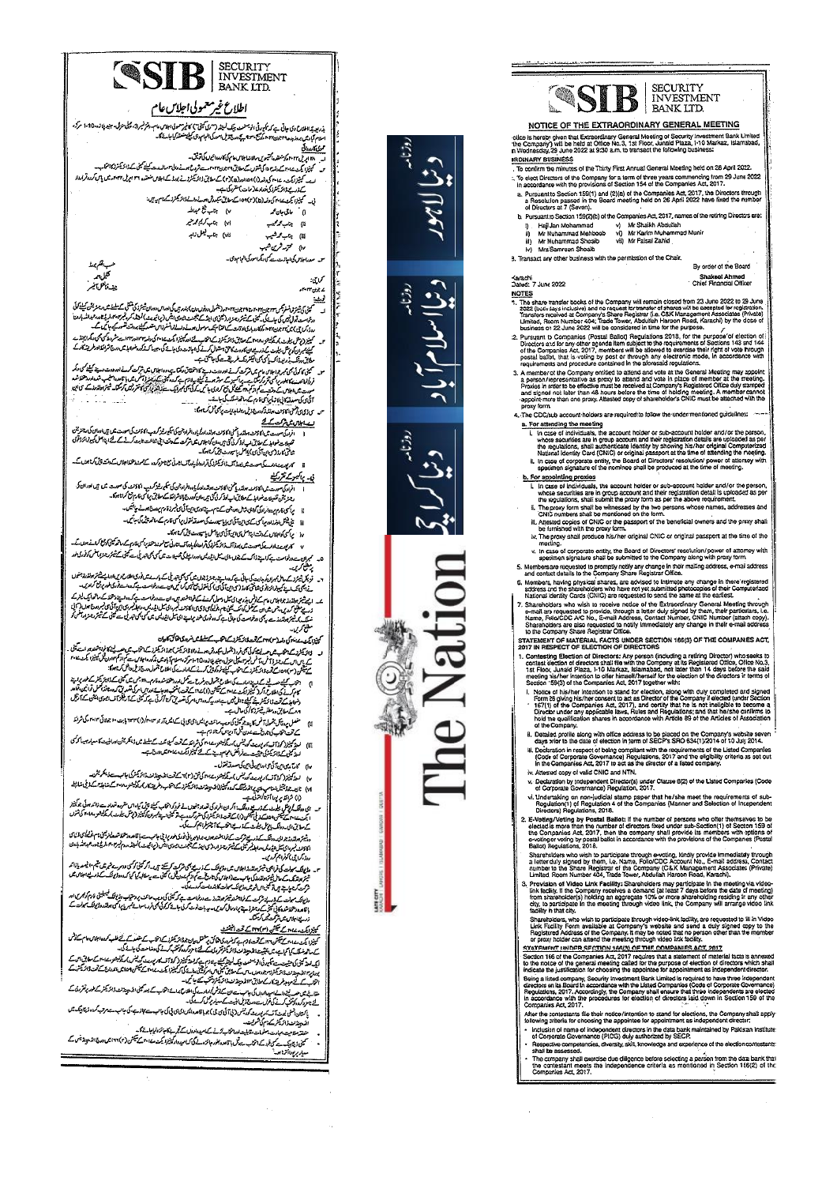# SIB SECURITY INVESTMENT BANK LTD.

## اطلاع غیر معمولی اجلاس عام

# SIB SECURITY INVESTMENT BANK LTD.

## NOTICE OF THE EXTRAORDINARY GENERAL MEETING

Notice is hereby given that Extraordinary General Meeting of Security Investment Bank Limited ("the Company") will be held at Office No.3, 1st Floor, Junaid Plaza, I-10 Markaz, Islamabad, on Wednesday, 29 June 2022 at 9:30 a.m. to transact the following business:

**ORDINARY BUSINESS**

1. To confirm the minutes of the Thirty First Annual General Meeting held on 26 April 2022.
2. To elect Directors of the Company for a term of three years commencing from 29 June 2022 in accordance with the provisions of Section 154 of the Companies Act, 2017.
   a. Pursuant to Section 159(1) and (2)(a) of the Companies Act, 2017, the Directors through a Resolution passed in the Board meeting held on 26 April 2022 have fixed the number of Directors at 7 (Seven).
   b. Pursuant to Section 159(2)(b) of the Companies Act, 2017, names of the retiring Directors are:
      - i) Hajji Jan Mohammad
      - ii) Mr Muhammad Mehboob
      - iii) Mr Muhammad Shoaib
      - iv) Mrs Samreen Shoaib
      - v) Mr Shaikh Abdullah
      - vi) Mr Karim Muhammad Munir
      - vii) Mr Faisal Zahid
3. Transact any other business with the permission of the Chair.

By order of the Board

Karachi
Dated: 7 June 2022

Shakeel Ahmed
Chief Financial Officer

**NOTES**

1. The share transfer books of the Company will remain closed from 23 June 2022 to 29 June 2022 (both days inclusive) and no request for transfer of shares will be accepted for registration. Transfers received at Company's Share Registrar (i.e. C&K Management Associates (Private) Limited, Room Number 404, Trade Tower, Abdullah Haroon Road, Karachi) by the close of business on 22 June 2022 will be considered in time for the purpose.
2. Pursuant to Companies (Postal Ballot) Regulations 2018, for the purpose of election of Directors and for any other agenda item subject to the requirements of Sections 143 and 144 of the Companies Act, 2017, members will be allowed to exercise their right of vote through postal ballot, that is voting by post or through any electronic mode, in accordance with requirements and procedure contained in the aforesaid regulations.
3. A member of the Company entitled to attend and vote at the General Meeting may appoint a person/representative as proxy to attend and vote in place of member at the meeting. Proxies in order to be effective must be received at Company's Registered Office duly stamped and signed not later than 48 hours before the time of holding meeting. A member cannot appoint more than one proxy. Attested copy of shareholder's CNIC must be attached with the proxy form.
4. The CDC/sub account holders are required to follow the under-mentioned guidelines:

   **a. For attending the meeting**

   i. In case of individuals, the account holder or sub-account holder and/or the person, whose securities are in group account and their registration details are uploaded as per the regulations, shall authenticate identity by showing his/her original Computerized National Identity Card (CNIC) or original passport at the time of attending the meeting.

   ii. In case of corporate entity, the Board of Directors' resolution/ power of attorney with specimen signature of the nominee shall be produced at the time of meeting.

   **b. For appointing proxies**

   i. In case of individuals, the account holder or sub-account holder and/or the person, whose securities are in group account and their registration details is uploaded as per the regulations, shall submit the proxy form as per the above requirement.

   ii. The proxy form shall be witnessed by the two persons whose names, addresses and CNIC numbers shall be mentioned on the form.

   iii. Attested copies of CNIC or the passport of the beneficial owners and the proxy shall be furnished with the proxy form.

   iv. The proxy shall produce his/her original CNIC or original passport at the time of the meeting.

   v. In case of corporate entity, the Board of Directors' resolution/power of attorney with specimen signature shall be submitted to the Company along with proxy form.
5. Members are requested to promptly notify any change in their mailing address, e-mail address and contact details to the Company Share Registrar Office.
6. Members, having physical shares, are advised to intimate any change in their registered address and the shareholders who have not yet submitted photocopies of their Computerized National Identity Cards (CNIC) are requested to send the same at the earliest.
7. Shareholders who wish to receive notice of the Extraordinary General Meeting through e-mail are requested to provide, through a letter duly signed by them, their particulars, i.e. Name, Folio/CDC A/C No., E-mail Address, Contact Number, CNIC Number (attach copy). Shareholders are also requested to notify immediately any change in their e-mail address to the Company Share Registrar Office.

**STATEMENT OF MATERIAL FACTS UNDER SECTION 166(3) OF THE COMPANIES ACT, 2017 IN RESPECT OF ELECTION OF DIRECTORS**

1. Contesting Election of Directors: Any person (including a retiring Director) who seeks to contest election of directors shall file with the Company at its Registered Office, Office No.3, 1st Floor, Junaid Plaza, I-10 Markaz, Islamabad, not later than 14 days before the said meeting his/her intention to offer himself/herself for the election of the directors in terms of Section 159(3) of the Companies Act, 2017 together with:
   i. Notice of his/her intention to stand for election, along with duly completed and signed Form 28 giving his/her consent to act as Director of the Company if elected (under Section 167(1) of the Companies Act, 2017), and certify that he is not ineligible to become a Director under any applicable laws, Rules and Regulations; and that he/she confirms to hold the qualification shares in accordance with Article 89 of the Articles of Association of the Company.
   ii. Detailed profile along with office address to be placed on the Company's website seven days prior to the date of election in terms of SECP's SRO 634(1)/2014 of 10 July 2014.
   iii. Declaration in respect of being compliant with the requirements of the Listed Companies (Code of Corporate Governance) Regulations, 2017 and the eligibility criteria as set out in the Companies Act, 2017 to act as the director of a listed company.
   iv. Attested copy of valid CNIC and NTN.
   v. Declaration by independent Director(s) under Clause 6(2) of the Listed Companies (Code of Corporate Governance) Regulation, 2017.
   vi. Undertaking on non-judicial stamp paper that he/she meet the requirements of sub-Regulation(1) of Regulation 4 of the Companies (Manner and Selection of Independent Directors) Regulations, 2018.
2. E-Voting/Voting by Postal Ballot: If the number of persons who offer themselves to be elected is more than the number of directors fixed under sub-Section(1) of Section 159 of the Companies Act, 2017, then the company shall provide its members with options of e-voting or voting by postal ballot in accordance with the provisions of the Companies (Postal Ballot) Regulations, 2018.

   Shareholders who wish to participate through e-voting, kindly provide immediately through a letter duly signed by them, i.e. Name, Folio/CDC Account No., E-mail address, Contact number to the Share Registrar of the Company (C&K Management Associates (Private) Limited Room Number 404, Trade Tower, Abdullah Haroon Road, Karachi).
3. Provision of Video Link Facility: Shareholders may participate in the meeting via video-link facility. If the Company receives a demand (at least 7 days before the date of meeting) from shareholder(s) holding an aggregate 10% or more shareholding residing in any other city, to participate in the meeting through video link, the Company will arrange video link facility in that city.

   Shareholders, who wish to participate through video-link facility, are requested to fill in Video Link Facility Form available at Company's website and send a duly signed copy to the Registered Address of the Company. It may be noted that no person other than the member or proxy holder can attend the meeting through video link facility.

**STATEMENT UNDER SECTION 166(3) OF THE COMPANIES ACT, 2017**

Section 166 of the Companies Act, 2017 requires that a statement of material facts is annexed to the notice of the general meeting called for the purpose of election of directors which shall indicate the justification for choosing the appointee for appointment as independent director.

Being a listed company, Security Investment Bank Limited is required to have three independent directors on its Board in accordance with the Listed Companies (Code of Corporate Governance) Regulations, 2017. Accordingly, the Company shall ensure that three independents are elected in accordance with the procedures for election of directors laid down in Section 159 of the Companies Act, 2017.

After the contestants file their notice/intention to stand for elections, the Company shall apply following criteria for choosing the appointee for appointment as independent director:

- Inclusion of name of independent directors in the data bank maintained by Pakistan Institute of Corporate Governance (PICG) duly authorized by SECP.
- Respective competencies, diversity, skill, knowledge and experience of the election contestants shall be assessed.
- The company shall exercise due diligence before selecting a person from the data bank that the contestant meets the independence criteria as mentioned in Section 166(2) of the Companies Act, 2017.